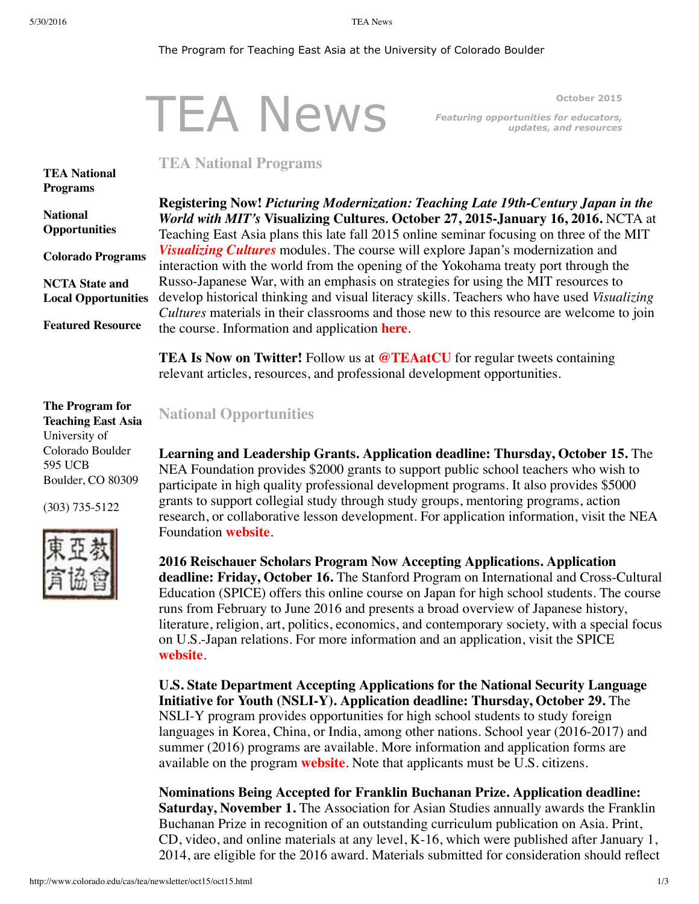The Program for Teaching East Asia at the University of Colorado Boulder

# TEA News

October 2015

*Featuring opportunities for educators, updates, and resources*

**TEA National Programs**

**National Opportunities**

**Colorado Programs**

**NCTA State and Local Opportunities**

**Featured Resource**

**The Program for Teaching East Asia**
University of Colorado Boulder
595 UCB
Boulder, CO 80309

(303) 735-5122

東亞教育協會

## TEA National Programs

**Registering Now!** ***Picturing Modernization: Teaching Late 19th-Century Japan in the World with MIT's*** **Visualizing Cultures. October 27, 2015-January 16, 2016.** NCTA at Teaching East Asia plans this late fall 2015 online seminar focusing on three of the MIT ***Visualizing Cultures*** modules. The course will explore Japan's modernization and interaction with the world from the opening of the Yokohama treaty port through the Russo-Japanese War, with an emphasis on strategies for using the MIT resources to develop historical thinking and visual literacy skills. Teachers who have used *Visualizing Cultures* materials in their classrooms and those new to this resource are welcome to join the course. Information and application **here**.

**TEA Is Now on Twitter!** Follow us at **@TEAatCU** for regular tweets containing relevant articles, resources, and professional development opportunities.

## National Opportunities

**Learning and Leadership Grants. Application deadline: Thursday, October 15.** The NEA Foundation provides $2000 grants to support public school teachers who wish to participate in high quality professional development programs. It also provides $5000 grants to support collegial study through study groups, mentoring programs, action research, or collaborative lesson development. For application information, visit the NEA Foundation **website**.

**2016 Reischauer Scholars Program Now Accepting Applications. Application deadline: Friday, October 16.** The Stanford Program on International and Cross-Cultural Education (SPICE) offers this online course on Japan for high school students. The course runs from February to June 2016 and presents a broad overview of Japanese history, literature, religion, art, politics, economics, and contemporary society, with a special focus on U.S.-Japan relations. For more information and an application, visit the SPICE **website**.

**U.S. State Department Accepting Applications for the National Security Language Initiative for Youth (NSLI-Y). Application deadline: Thursday, October 29.** The NSLI-Y program provides opportunities for high school students to study foreign languages in Korea, China, or India, among other nations. School year (2016-2017) and summer (2016) programs are available. More information and application forms are available on the program **website**. Note that applicants must be U.S. citizens.

**Nominations Being Accepted for Franklin Buchanan Prize. Application deadline: Saturday, November 1.** The Association for Asian Studies annually awards the Franklin Buchanan Prize in recognition of an outstanding curriculum publication on Asia. Print, CD, video, and online materials at any level, K-16, which were published after January 1, 2014, are eligible for the 2016 award. Materials submitted for consideration should reflect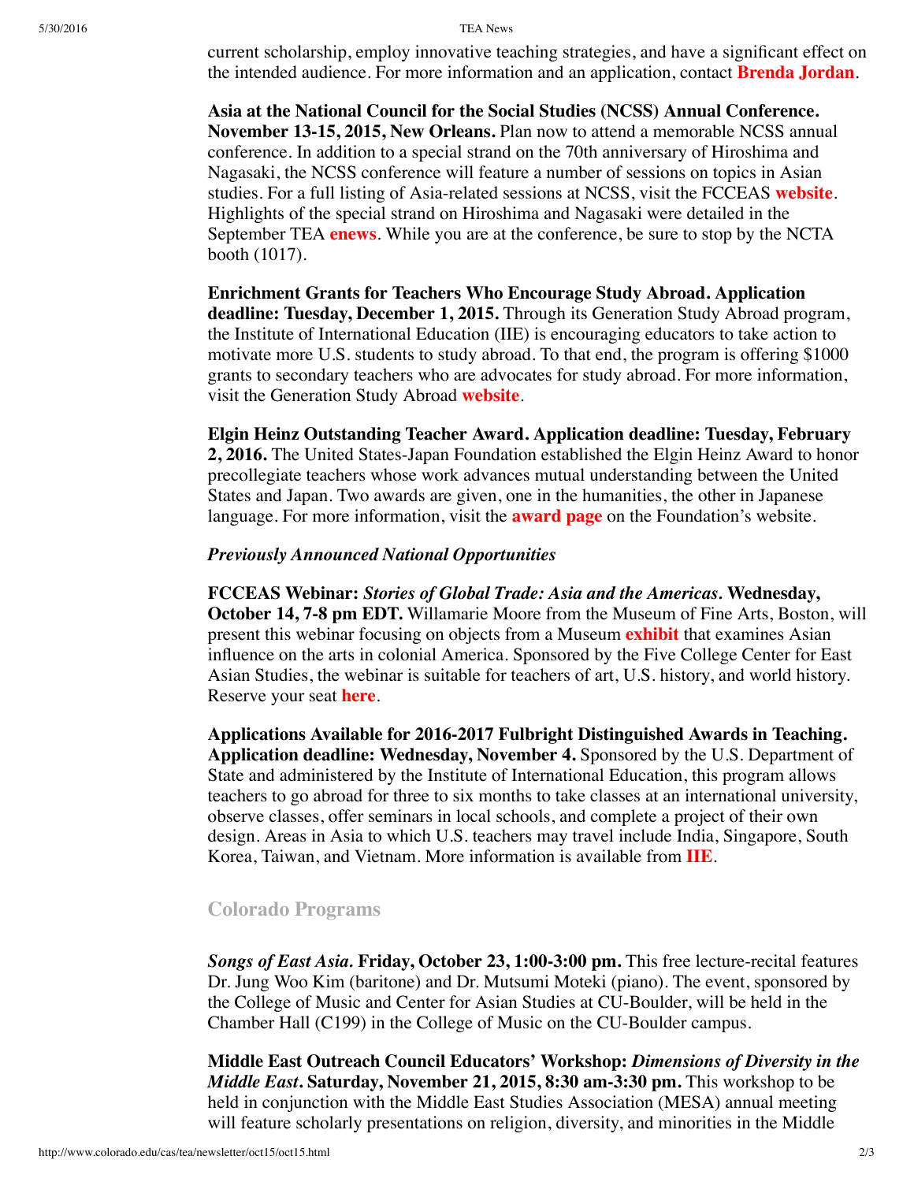current scholarship, employ innovative teaching strategies, and have a significant effect on the intended audience. For more information and an application, contact **Brenda Jordan**.

**Asia at the National Council for the Social Studies (NCSS) Annual Conference. November 13-15, 2015, New Orleans.** Plan now to attend a memorable NCSS annual conference. In addition to a special strand on the 70th anniversary of Hiroshima and Nagasaki, the NCSS conference will feature a number of sessions on topics in Asian studies. For a full listing of Asia-related sessions at NCSS, visit the FCCEAS **website**. Highlights of the special strand on Hiroshima and Nagasaki were detailed in the September TEA **enews**. While you are at the conference, be sure to stop by the NCTA booth (1017).

**Enrichment Grants for Teachers Who Encourage Study Abroad. Application deadline: Tuesday, December 1, 2015.** Through its Generation Study Abroad program, the Institute of International Education (IIE) is encouraging educators to take action to motivate more U.S. students to study abroad. To that end, the program is offering $1000 grants to secondary teachers who are advocates for study abroad. For more information, visit the Generation Study Abroad **website**.

**Elgin Heinz Outstanding Teacher Award. Application deadline: Tuesday, February 2, 2016.** The United States-Japan Foundation established the Elgin Heinz Award to honor precollegiate teachers whose work advances mutual understanding between the United States and Japan. Two awards are given, one in the humanities, the other in Japanese language. For more information, visit the **award page** on the Foundation's website.

***Previously Announced National Opportunities***

**FCCEAS Webinar: *Stories of Global Trade: Asia and the Americas.* Wednesday, October 14, 7-8 pm EDT.** Willamarie Moore from the Museum of Fine Arts, Boston, will present this webinar focusing on objects from a Museum **exhibit** that examines Asian influence on the arts in colonial America. Sponsored by the Five College Center for East Asian Studies, the webinar is suitable for teachers of art, U.S. history, and world history. Reserve your seat **here**.

**Applications Available for 2016-2017 Fulbright Distinguished Awards in Teaching. Application deadline: Wednesday, November 4.** Sponsored by the U.S. Department of State and administered by the Institute of International Education, this program allows teachers to go abroad for three to six months to take classes at an international university, observe classes, offer seminars in local schools, and complete a project of their own design. Areas in Asia to which U.S. teachers may travel include India, Singapore, South Korea, Taiwan, and Vietnam. More information is available from **IIE**.

## Colorado Programs

***Songs of East Asia.* Friday, October 23, 1:00-3:00 pm.** This free lecture-recital features Dr. Jung Woo Kim (baritone) and Dr. Mutsumi Moteki (piano). The event, sponsored by the College of Music and Center for Asian Studies at CU-Boulder, will be held in the Chamber Hall (C199) in the College of Music on the CU-Boulder campus.

**Middle East Outreach Council Educators' Workshop: *Dimensions of Diversity in the Middle East.* Saturday, November 21, 2015, 8:30 am-3:30 pm.** This workshop to be held in conjunction with the Middle East Studies Association (MESA) annual meeting will feature scholarly presentations on religion, diversity, and minorities in the Middle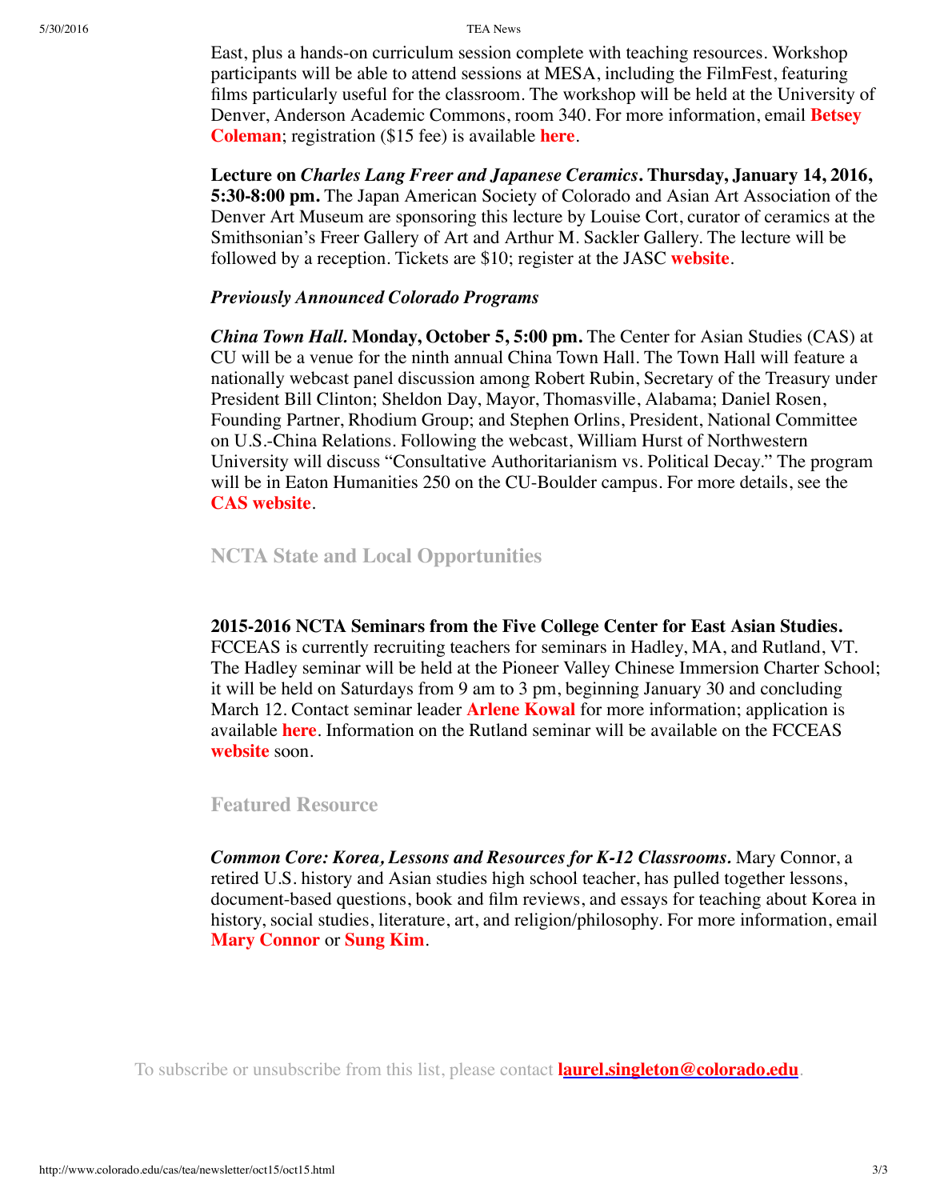East, plus a hands-on curriculum session complete with teaching resources. Workshop participants will be able to attend sessions at MESA, including the FilmFest, featuring films particularly useful for the classroom. The workshop will be held at the University of Denver, Anderson Academic Commons, room 340. For more information, email **Betsey Coleman**; registration ($15 fee) is available **here**.

**Lecture on *Charles Lang Freer and Japanese Ceramics*. Thursday, January 14, 2016, 5:30-8:00 pm.** The Japan American Society of Colorado and Asian Art Association of the Denver Art Museum are sponsoring this lecture by Louise Cort, curator of ceramics at the Smithsonian's Freer Gallery of Art and Arthur M. Sackler Gallery. The lecture will be followed by a reception. Tickets are $10; register at the JASC **website**.

***Previously Announced Colorado Programs***

***China Town Hall.* Monday, October 5, 5:00 pm.** The Center for Asian Studies (CAS) at CU will be a venue for the ninth annual China Town Hall. The Town Hall will feature a nationally webcast panel discussion among Robert Rubin, Secretary of the Treasury under President Bill Clinton; Sheldon Day, Mayor, Thomasville, Alabama; Daniel Rosen, Founding Partner, Rhodium Group; and Stephen Orlins, President, National Committee on U.S.-China Relations. Following the webcast, William Hurst of Northwestern University will discuss "Consultative Authoritarianism vs. Political Decay." The program will be in Eaton Humanities 250 on the CU-Boulder campus. For more details, see the **CAS website**.

## NCTA State and Local Opportunities

**2015-2016 NCTA Seminars from the Five College Center for East Asian Studies.** FCCEAS is currently recruiting teachers for seminars in Hadley, MA, and Rutland, VT. The Hadley seminar will be held at the Pioneer Valley Chinese Immersion Charter School; it will be held on Saturdays from 9 am to 3 pm, beginning January 30 and concluding March 12. Contact seminar leader **Arlene Kowal** for more information; application is available **here**. Information on the Rutland seminar will be available on the FCCEAS **website** soon.

## Featured Resource

***Common Core: Korea, Lessons and Resources for K-12 Classrooms*.** Mary Connor, a retired U.S. history and Asian studies high school teacher, has pulled together lessons, document-based questions, book and film reviews, and essays for teaching about Korea in history, social studies, literature, art, and religion/philosophy. For more information, email **Mary Connor** or **Sung Kim**.

To subscribe or unsubscribe from this list, please contact **laurel.singleton@colorado.edu**.